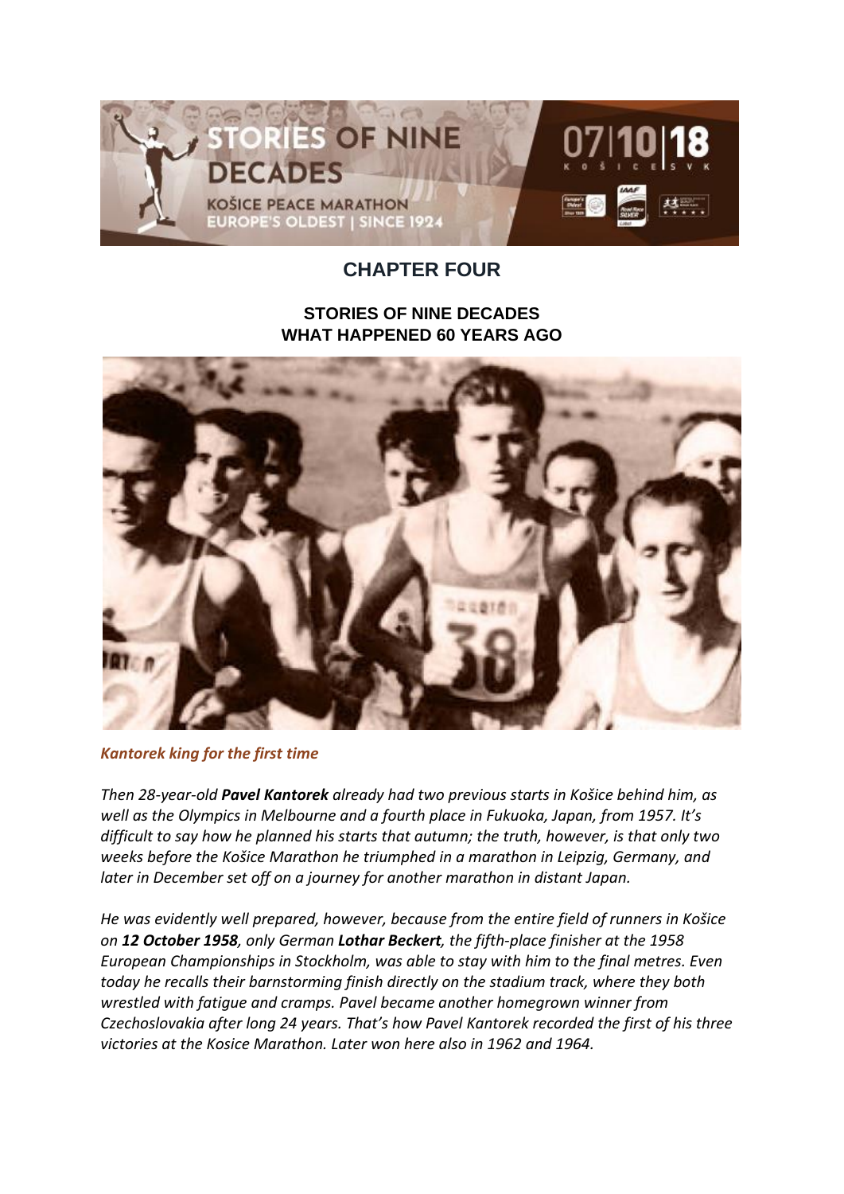## CHAPTER FOUR

### STORIES OF NINE DECADES
### WHAT HAPPENED 60 YEARS AGO

*Kantorek king for the first time*

*Then 28-year-old **Pavel Kantorek** already had two previous starts in Košice behind him, as well as the Olympics in Melbourne and a fourth place in Fukuoka, Japan, from 1957. It's difficult to say how he planned his starts that autumn; the truth, however, is that only two weeks before the Košice Marathon he triumphed in a marathon in Leipzig, Germany, and later in December set off on a journey for another marathon in distant Japan.*

*He was evidently well prepared, however, because from the entire field of runners in Košice on **12 October 1958**, only German **Lothar Beckert**, the fifth-place finisher at the 1958 European Championships in Stockholm, was able to stay with him to the final metres. Even today he recalls their barnstorming finish directly on the stadium track, where they both wrestled with fatigue and cramps. Pavel became another homegrown winner from Czechoslovakia after long 24 years. That's how Pavel Kantorek recorded the first of his three victories at the Kosice Marathon. Later won here also in 1962 and 1964.*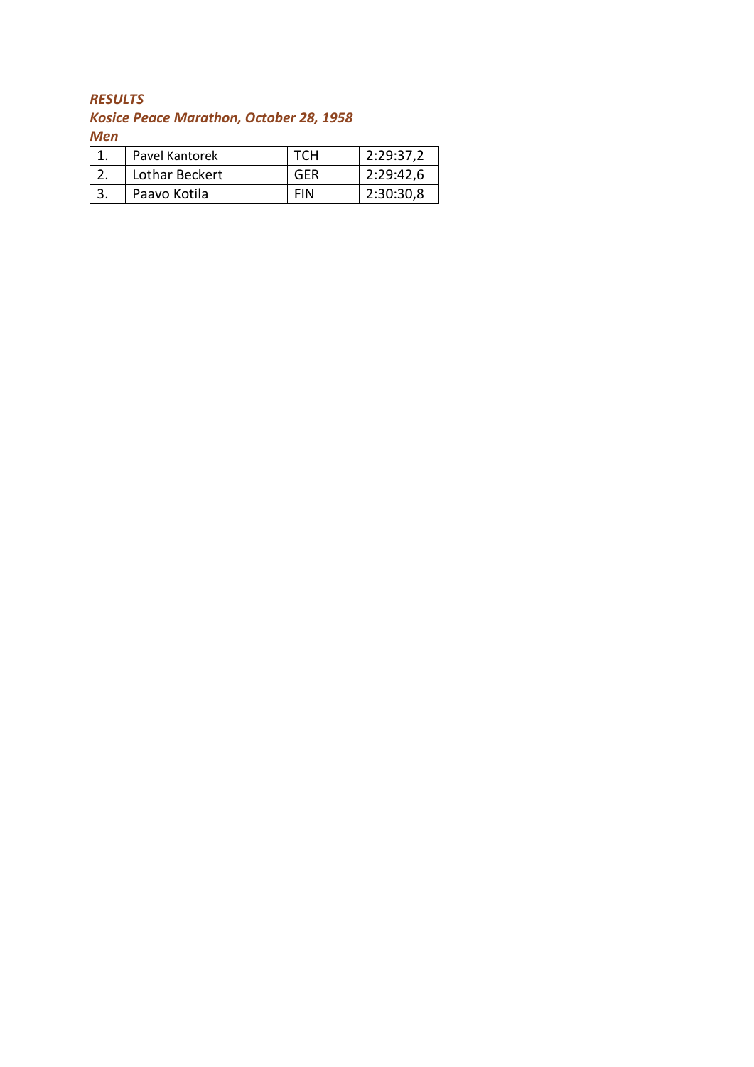***RESULTS***

***Kosice Peace Marathon, October 28, 1958***

***Men***

| | | | |
|---|---|---|---|
| 1. | Pavel Kantorek | TCH | 2:29:37,2 |
| 2. | Lothar Beckert | GER | 2:29:42,6 |
| 3. | Paavo Kotila | FIN | 2:30:30,8 |